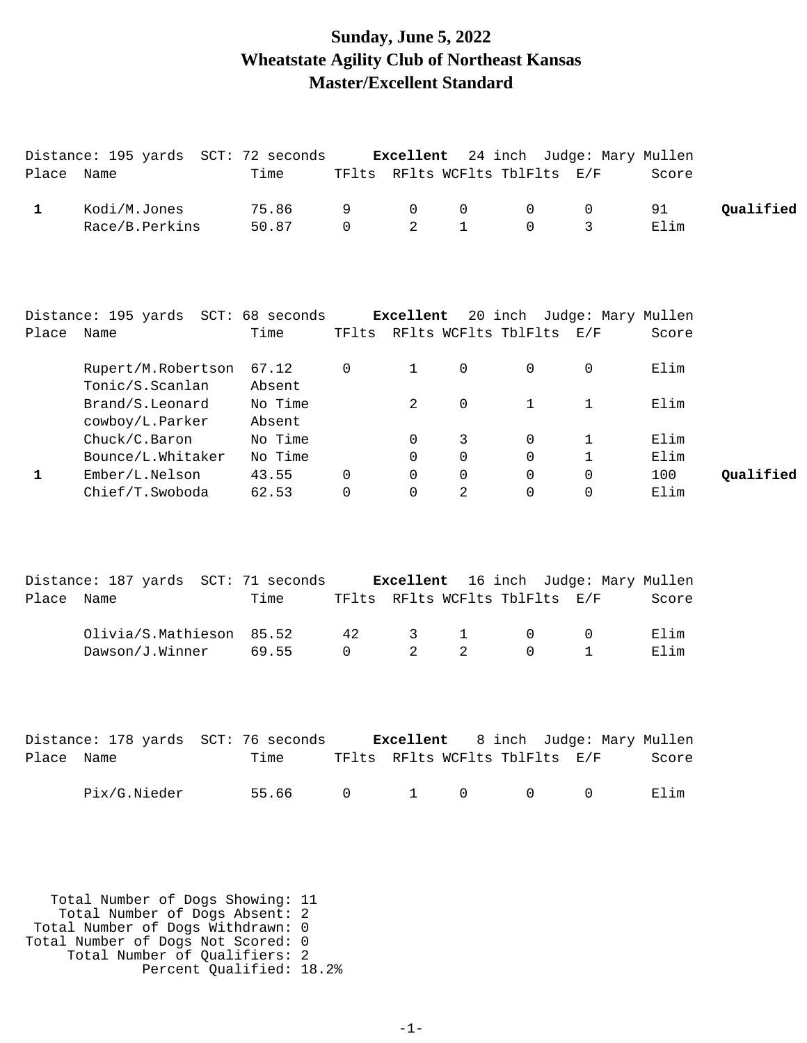# Sunday, June 5, 2022
# Wheatstate Agility Club of Northeast Kansas
# Master/Excellent Standard

Distance: 195 yards  SCT: 72 seconds  **Excellent**  24 inch  Judge: Mary Mullen

| Place | Name | Time | TFlts | RFlts | WCFlts | TblFlts | E/F | Score | |
|---|---|---|---|---|---|---|---|---|---|
| **1** | Kodi/M.Jones | 75.86 | 9 | 0 | 0 | 0 | 0 | 91 | **Qualified** |
| | Race/B.Perkins | 50.87 | 0 | 2 | 1 | 0 | 3 | Elim | |

Distance: 195 yards  SCT: 68 seconds  **Excellent**  20 inch  Judge: Mary Mullen

| Place | Name | Time | TFlts | RFlts | WCFlts | TblFlts | E/F | Score | |
|---|---|---|---|---|---|---|---|---|---|
| | Rupert/M.Robertson | 67.12 | 0 | 1 | 0 | 0 | 0 | Elim | |
| | Tonic/S.Scanlan | Absent | | | | | | | |
| | Brand/S.Leonard | No Time | | 2 | 0 | 1 | 1 | Elim | |
| | cowboy/L.Parker | Absent | | | | | | | |
| | Chuck/C.Baron | No Time | | 0 | 3 | 0 | 1 | Elim | |
| | Bounce/L.Whitaker | No Time | | 0 | 0 | 0 | 1 | Elim | |
| **1** | Ember/L.Nelson | 43.55 | 0 | 0 | 0 | 0 | 0 | 100 | **Qualified** |
| | Chief/T.Swoboda | 62.53 | 0 | 0 | 2 | 0 | 0 | Elim | |

Distance: 187 yards  SCT: 71 seconds  **Excellent**  16 inch  Judge: Mary Mullen

| Place | Name | Time | TFlts | RFlts | WCFlts | TblFlts | E/F | Score |
|---|---|---|---|---|---|---|---|---|
| | Olivia/S.Mathieson | 85.52 | 42 | 3 | 1 | 0 | 0 | Elim |
| | Dawson/J.Winner | 69.55 | 0 | 2 | 2 | 0 | 1 | Elim |

Distance: 178 yards  SCT: 76 seconds  **Excellent**  8 inch  Judge: Mary Mullen

| Place | Name | Time | TFlts | RFlts | WCFlts | TblFlts | E/F | Score |
|---|---|---|---|---|---|---|---|---|
| | Pix/G.Nieder | 55.66 | 0 | 1 | 0 | 0 | 0 | Elim |

Total Number of Dogs Showing: 11
Total Number of Dogs Absent: 2
Total Number of Dogs Withdrawn: 0
Total Number of Dogs Not Scored: 0
Total Number of Qualifiers: 2
Percent Qualified: 18.2%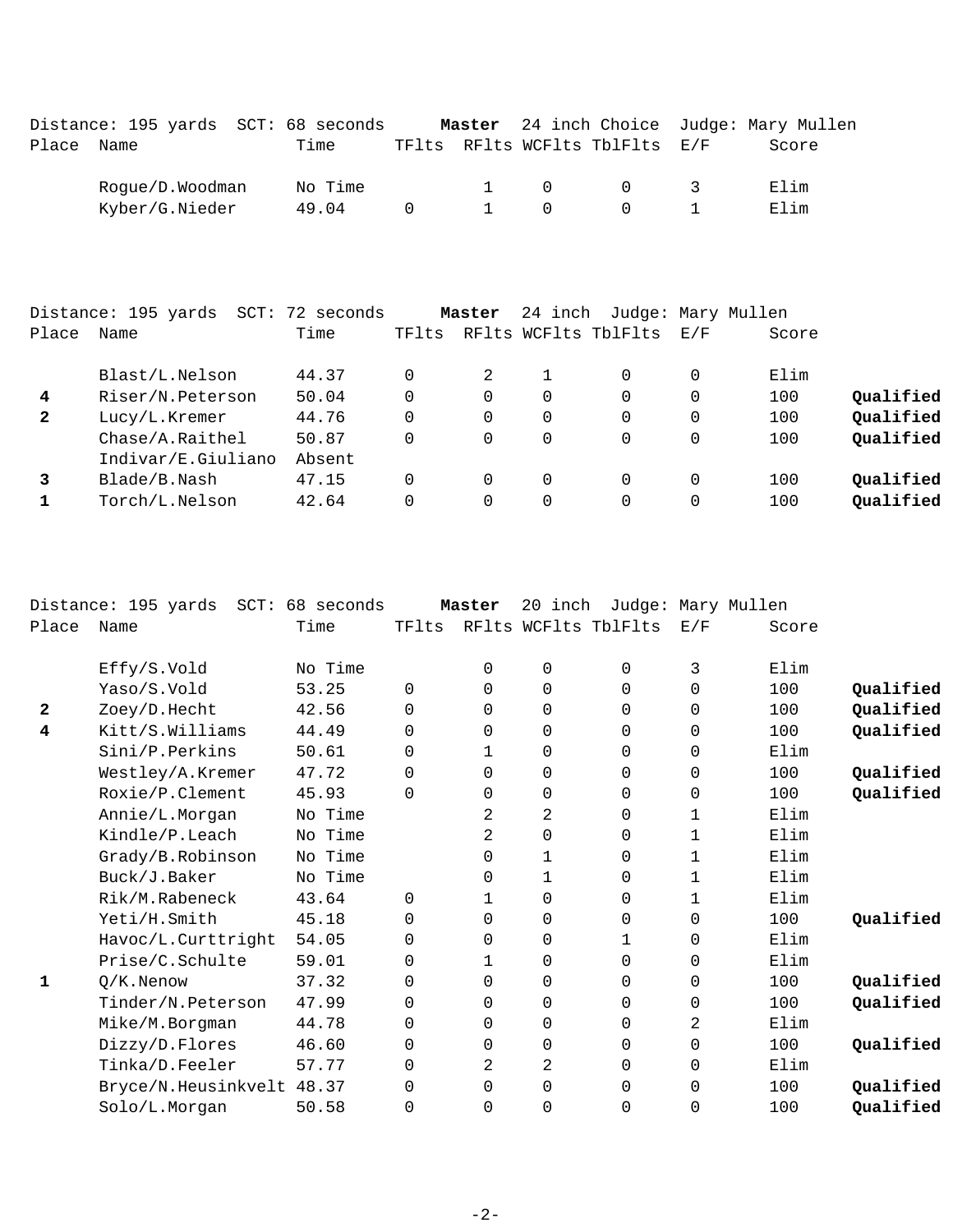Distance: 195 yards SCT: 68 seconds **Master** 24 inch Choice Judge: Mary Mullen

| Place | Name | Time | TFlts | RFlts | WCFlts | TblFlts | E/F | Score | |
|---|---|---|---|---|---|---|---|---|---|
| | Rogue/D.Woodman | No Time | | 1 | 0 | 0 | 3 | Elim | |
| | Kyber/G.Nieder | 49.04 | 0 | 1 | 0 | 0 | 1 | Elim | |

Distance: 195 yards SCT: 72 seconds **Master** 24 inch Judge: Mary Mullen

| Place | Name | Time | TFlts | RFlts | WCFlts | TblFlts | E/F | Score | |
|---|---|---|---|---|---|---|---|---|---|
| | Blast/L.Nelson | 44.37 | 0 | 2 | 1 | 0 | 0 | Elim | |
| 4 | Riser/N.Peterson | 50.04 | 0 | 0 | 0 | 0 | 0 | 100 | **Qualified** |
| 2 | Lucy/L.Kremer | 44.76 | 0 | 0 | 0 | 0 | 0 | 100 | **Qualified** |
| | Chase/A.Raithel | 50.87 | 0 | 0 | 0 | 0 | 0 | 100 | **Qualified** |
| | Indivar/E.Giuliano | Absent | | | | | | | |
| 3 | Blade/B.Nash | 47.15 | 0 | 0 | 0 | 0 | 0 | 100 | **Qualified** |
| 1 | Torch/L.Nelson | 42.64 | 0 | 0 | 0 | 0 | 0 | 100 | **Qualified** |

Distance: 195 yards SCT: 68 seconds **Master** 20 inch Judge: Mary Mullen

| Place | Name | Time | TFlts | RFlts | WCFlts | TblFlts | E/F | Score | |
|---|---|---|---|---|---|---|---|---|---|
| | Effy/S.Vold | No Time | | 0 | 0 | 0 | 3 | Elim | |
| | Yaso/S.Vold | 53.25 | 0 | 0 | 0 | 0 | 0 | 100 | **Qualified** |
| 2 | Zoey/D.Hecht | 42.56 | 0 | 0 | 0 | 0 | 0 | 100 | **Qualified** |
| 4 | Kitt/S.Williams | 44.49 | 0 | 0 | 0 | 0 | 0 | 100 | **Qualified** |
| | Sini/P.Perkins | 50.61 | 0 | 1 | 0 | 0 | 0 | Elim | |
| | Westley/A.Kremer | 47.72 | 0 | 0 | 0 | 0 | 0 | 100 | **Qualified** |
| | Roxie/P.Clement | 45.93 | 0 | 0 | 0 | 0 | 0 | 100 | **Qualified** |
| | Annie/L.Morgan | No Time | | 2 | 2 | 0 | 1 | Elim | |
| | Kindle/P.Leach | No Time | | 2 | 0 | 0 | 1 | Elim | |
| | Grady/B.Robinson | No Time | | 0 | 1 | 0 | 1 | Elim | |
| | Buck/J.Baker | No Time | | 0 | 1 | 0 | 1 | Elim | |
| | Rik/M.Rabeneck | 43.64 | 0 | 1 | 0 | 0 | 1 | Elim | |
| | Yeti/H.Smith | 45.18 | 0 | 0 | 0 | 0 | 0 | 100 | **Qualified** |
| | Havoc/L.Curttright | 54.05 | 0 | 0 | 0 | 1 | 0 | Elim | |
| | Prise/C.Schulte | 59.01 | 0 | 1 | 0 | 0 | 0 | Elim | |
| 1 | Q/K.Nenow | 37.32 | 0 | 0 | 0 | 0 | 0 | 100 | **Qualified** |
| | Tinder/N.Peterson | 47.99 | 0 | 0 | 0 | 0 | 0 | 100 | **Qualified** |
| | Mike/M.Borgman | 44.78 | 0 | 0 | 0 | 0 | 2 | Elim | |
| | Dizzy/D.Flores | 46.60 | 0 | 0 | 0 | 0 | 0 | 100 | **Qualified** |
| | Tinka/D.Feeler | 57.77 | 0 | 2 | 2 | 0 | 0 | Elim | |
| | Bryce/N.Heusinkvelt | 48.37 | 0 | 0 | 0 | 0 | 0 | 100 | **Qualified** |
| | Solo/L.Morgan | 50.58 | 0 | 0 | 0 | 0 | 0 | 100 | **Qualified** |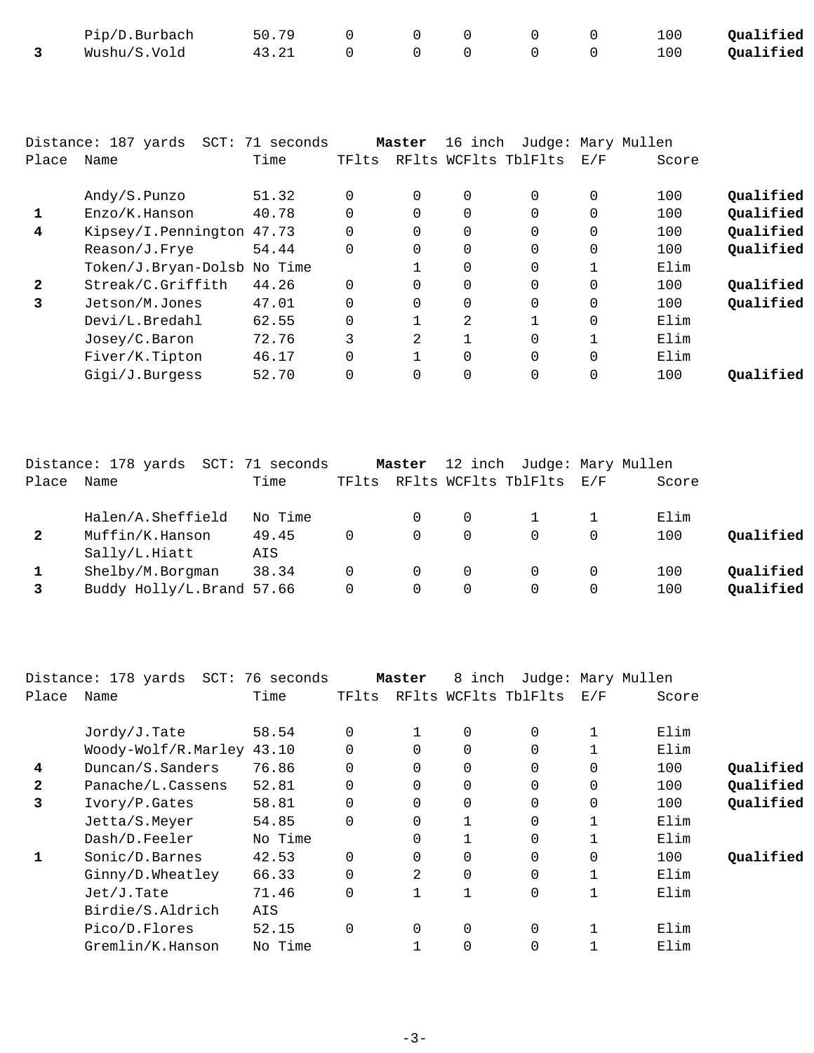| Place | Name | Time | TFlts | RFlts | WCFlts | TblFlts | E/F | Score | |
|---|---|---|---|---|---|---|---|---|---|
| | Pip/D.Burbach | 50.79 | 0 | 0 | 0 | 0 | 0 | 100 | **Qualified** |
| 3 | Wushu/S.Vold | 43.21 | 0 | 0 | 0 | 0 | 0 | 100 | **Qualified** |

Distance: 187 yards SCT: 71 seconds **Master** 16 inch Judge: Mary Mullen

| Place | Name | Time | TFlts | RFlts | WCFlts | TblFlts | E/F | Score | |
|---|---|---|---|---|---|---|---|---|---|
| | Andy/S.Punzo | 51.32 | 0 | 0 | 0 | 0 | 0 | 100 | **Qualified** |
| 1 | Enzo/K.Hanson | 40.78 | 0 | 0 | 0 | 0 | 0 | 100 | **Qualified** |
| 4 | Kipsey/I.Pennington | 47.73 | 0 | 0 | 0 | 0 | 0 | 100 | **Qualified** |
| | Reason/J.Frye | 54.44 | 0 | 0 | 0 | 0 | 0 | 100 | **Qualified** |
| | Token/J.Bryan-Dolsb | No Time | | 1 | 0 | 0 | 1 | Elim | |
| 2 | Streak/C.Griffith | 44.26 | 0 | 0 | 0 | 0 | 0 | 100 | **Qualified** |
| 3 | Jetson/M.Jones | 47.01 | 0 | 0 | 0 | 0 | 0 | 100 | **Qualified** |
| | Devi/L.Bredahl | 62.55 | 0 | 1 | 2 | 1 | 0 | Elim | |
| | Josey/C.Baron | 72.76 | 3 | 2 | 1 | 0 | 1 | Elim | |
| | Fiver/K.Tipton | 46.17 | 0 | 1 | 0 | 0 | 0 | Elim | |
| | Gigi/J.Burgess | 52.70 | 0 | 0 | 0 | 0 | 0 | 100 | **Qualified** |

Distance: 178 yards SCT: 71 seconds **Master** 12 inch Judge: Mary Mullen

| Place | Name | Time | TFlts | RFlts | WCFlts | TblFlts | E/F | Score | |
|---|---|---|---|---|---|---|---|---|---|
| | Halen/A.Sheffield | No Time | | 0 | 0 | 1 | 1 | Elim | |
| 2 | Muffin/K.Hanson | 49.45 | 0 | 0 | 0 | 0 | 0 | 100 | **Qualified** |
| | Sally/L.Hiatt | AIS | | | | | | | |
| 1 | Shelby/M.Borgman | 38.34 | 0 | 0 | 0 | 0 | 0 | 100 | **Qualified** |
| 3 | Buddy Holly/L.Brand | 57.66 | 0 | 0 | 0 | 0 | 0 | 100 | **Qualified** |

Distance: 178 yards SCT: 76 seconds **Master** 8 inch Judge: Mary Mullen

| Place | Name | Time | TFlts | RFlts | WCFlts | TblFlts | E/F | Score | |
|---|---|---|---|---|---|---|---|---|---|
| | Jordy/J.Tate | 58.54 | 0 | 1 | 0 | 0 | 1 | Elim | |
| | Woody-Wolf/R.Marley | 43.10 | 0 | 0 | 0 | 0 | 1 | Elim | |
| 4 | Duncan/S.Sanders | 76.86 | 0 | 0 | 0 | 0 | 0 | 100 | **Qualified** |
| 2 | Panache/L.Cassens | 52.81 | 0 | 0 | 0 | 0 | 0 | 100 | **Qualified** |
| 3 | Ivory/P.Gates | 58.81 | 0 | 0 | 0 | 0 | 0 | 100 | **Qualified** |
| | Jetta/S.Meyer | 54.85 | 0 | 0 | 1 | 0 | 1 | Elim | |
| | Dash/D.Feeler | No Time | | 0 | 1 | 0 | 1 | Elim | |
| 1 | Sonic/D.Barnes | 42.53 | 0 | 0 | 0 | 0 | 0 | 100 | **Qualified** |
| | Ginny/D.Wheatley | 66.33 | 0 | 2 | 0 | 0 | 1 | Elim | |
| | Jet/J.Tate | 71.46 | 0 | 1 | 1 | 0 | 1 | Elim | |
| | Birdie/S.Aldrich | AIS | | | | | | | |
| | Pico/D.Flores | 52.15 | 0 | 0 | 0 | 0 | 1 | Elim | |
| | Gremlin/K.Hanson | No Time | | 1 | 0 | 0 | 1 | Elim | |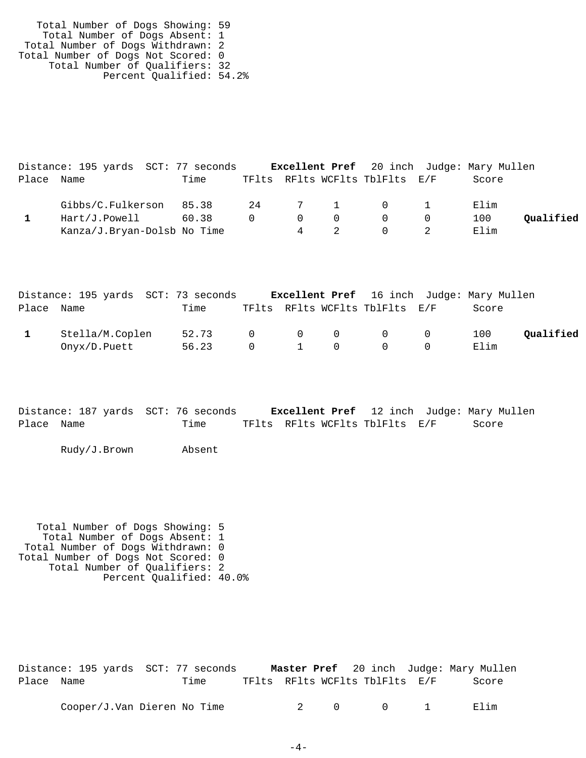Total Number of Dogs Showing: 59
Total Number of Dogs Absent: 1
Total Number of Dogs Withdrawn: 2
Total Number of Dogs Not Scored: 0
Total Number of Qualifiers: 32
Percent Qualified: 54.2%

Distance: 195 yards SCT: 77 seconds **Excellent Pref** 20 inch Judge: Mary Mullen

| Place | Name | Time | TFlts | RFlts | WCFlts | TblFlts | E/F | Score | |
|---|---|---|---|---|---|---|---|---|---|
| | Gibbs/C.Fulkerson | 85.38 | 24 | 7 | 1 | 0 | 1 | Elim | |
| 1 | Hart/J.Powell | 60.38 | 0 | 0 | 0 | 0 | 0 | 100 | **Qualified** |
| | Kanza/J.Bryan-Dolsb | No Time | | 4 | 2 | 0 | 2 | Elim | |

Distance: 195 yards SCT: 73 seconds **Excellent Pref** 16 inch Judge: Mary Mullen

| Place | Name | Time | TFlts | RFlts | WCFlts | TblFlts | E/F | Score | |
|---|---|---|---|---|---|---|---|---|---|
| 1 | Stella/M.Coplen | 52.73 | 0 | 0 | 0 | 0 | 0 | 100 | **Qualified** |
| | Onyx/D.Puett | 56.23 | 0 | 1 | 0 | 0 | 0 | Elim | |

Distance: 187 yards SCT: 76 seconds **Excellent Pref** 12 inch Judge: Mary Mullen

| Place | Name | Time | TFlts | RFlts | WCFlts | TblFlts | E/F | Score |
|---|---|---|---|---|---|---|---|---|
| | Rudy/J.Brown | Absent | | | | | | |

Total Number of Dogs Showing: 5
Total Number of Dogs Absent: 1
Total Number of Dogs Withdrawn: 0
Total Number of Dogs Not Scored: 0
Total Number of Qualifiers: 2
Percent Qualified: 40.0%

Distance: 195 yards SCT: 77 seconds **Master Pref** 20 inch Judge: Mary Mullen

| Place | Name | Time | TFlts | RFlts | WCFlts | TblFlts | E/F | Score |
|---|---|---|---|---|---|---|---|---|
| | Cooper/J.Van Dieren | No Time | | 2 | 0 | 0 | 1 | Elim |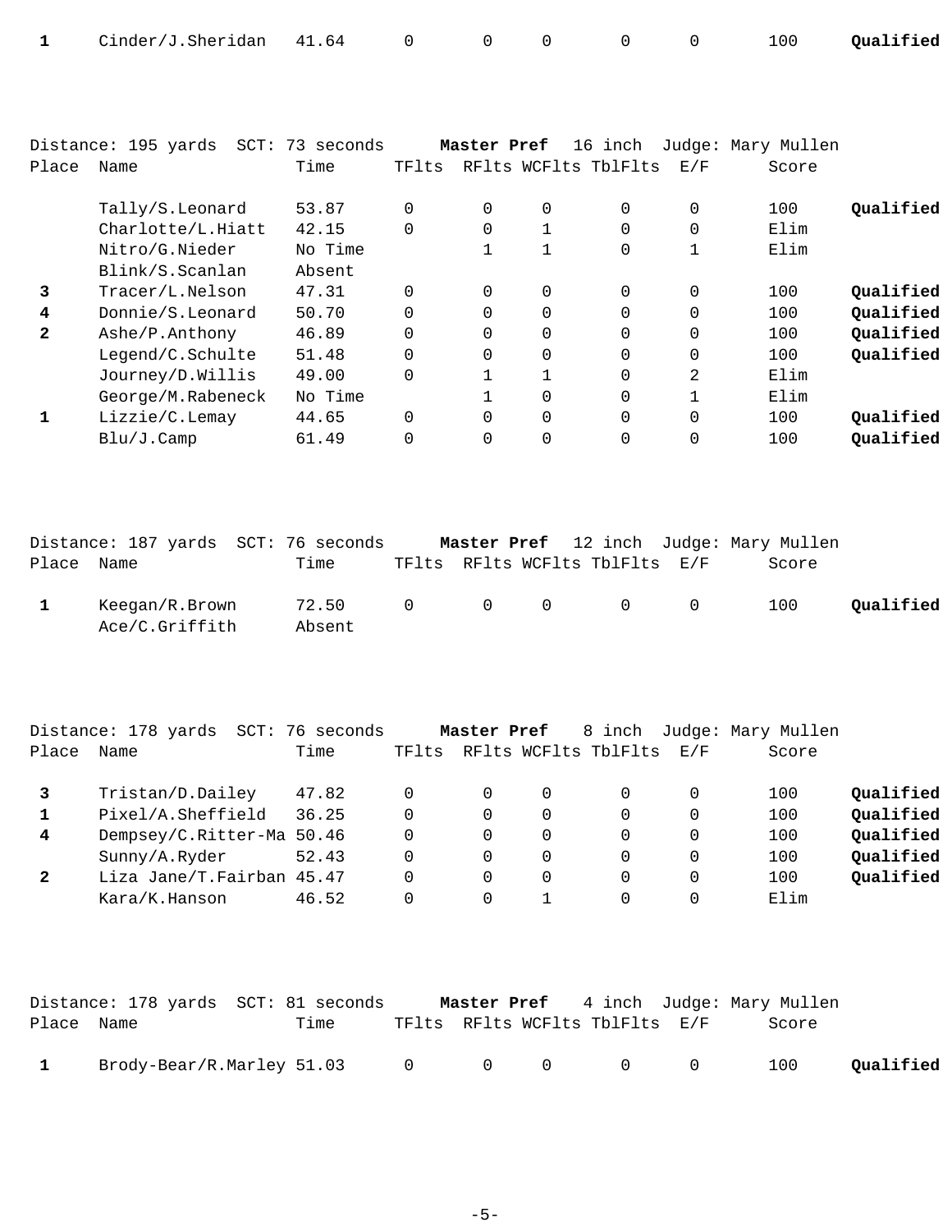| Place | Name | Time | TFlts | RFlts | WCFlts | TblFlts | E/F | Score | |
|---|---|---|---|---|---|---|---|---|---|
| 1 | Cinder/J.Sheridan | 41.64 | 0 | 0 | 0 | 0 | 0 | 100 | **Qualified** |

Distance: 195 yards SCT: 73 seconds **Master Pref** 16 inch Judge: Mary Mullen

| Place | Name | Time | TFlts | RFlts | WCFlts | TblFlts | E/F | Score | |
|---|---|---|---|---|---|---|---|---|---|
| | Tally/S.Leonard | 53.87 | 0 | 0 | 0 | 0 | 0 | 100 | **Qualified** |
| | Charlotte/L.Hiatt | 42.15 | 0 | 0 | 1 | 0 | 0 | Elim | |
| | Nitro/G.Nieder | No Time | | 1 | 1 | 0 | 1 | Elim | |
| | Blink/S.Scanlan | Absent | | | | | | | |
| 3 | Tracer/L.Nelson | 47.31 | 0 | 0 | 0 | 0 | 0 | 100 | **Qualified** |
| 4 | Donnie/S.Leonard | 50.70 | 0 | 0 | 0 | 0 | 0 | 100 | **Qualified** |
| 2 | Ashe/P.Anthony | 46.89 | 0 | 0 | 0 | 0 | 0 | 100 | **Qualified** |
| | Legend/C.Schulte | 51.48 | 0 | 0 | 0 | 0 | 0 | 100 | **Qualified** |
| | Journey/D.Willis | 49.00 | 0 | 1 | 1 | 0 | 2 | Elim | |
| | George/M.Rabeneck | No Time | | 1 | 0 | 0 | 1 | Elim | |
| 1 | Lizzie/C.Lemay | 44.65 | 0 | 0 | 0 | 0 | 0 | 100 | **Qualified** |
| | Blu/J.Camp | 61.49 | 0 | 0 | 0 | 0 | 0 | 100 | **Qualified** |

Distance: 187 yards SCT: 76 seconds **Master Pref** 12 inch Judge: Mary Mullen

| Place | Name | Time | TFlts | RFlts | WCFlts | TblFlts | E/F | Score | |
|---|---|---|---|---|---|---|---|---|---|
| 1 | Keegan/R.Brown | 72.50 | 0 | 0 | 0 | 0 | 0 | 100 | **Qualified** |
| | Ace/C.Griffith | Absent | | | | | | | |

Distance: 178 yards SCT: 76 seconds **Master Pref** 8 inch Judge: Mary Mullen

| Place | Name | Time | TFlts | RFlts | WCFlts | TblFlts | E/F | Score | |
|---|---|---|---|---|---|---|---|---|---|
| 3 | Tristan/D.Dailey | 47.82 | 0 | 0 | 0 | 0 | 0 | 100 | **Qualified** |
| 1 | Pixel/A.Sheffield | 36.25 | 0 | 0 | 0 | 0 | 0 | 100 | **Qualified** |
| 4 | Dempsey/C.Ritter-Ma | 50.46 | 0 | 0 | 0 | 0 | 0 | 100 | **Qualified** |
| | Sunny/A.Ryder | 52.43 | 0 | 0 | 0 | 0 | 0 | 100 | **Qualified** |
| 2 | Liza Jane/T.Fairban | 45.47 | 0 | 0 | 0 | 0 | 0 | 100 | **Qualified** |
| | Kara/K.Hanson | 46.52 | 0 | 0 | 1 | 0 | 0 | Elim | |

Distance: 178 yards SCT: 81 seconds **Master Pref** 4 inch Judge: Mary Mullen

| Place | Name | Time | TFlts | RFlts | WCFlts | TblFlts | E/F | Score | |
|---|---|---|---|---|---|---|---|---|---|
| 1 | Brody-Bear/R.Marley | 51.03 | 0 | 0 | 0 | 0 | 0 | 100 | **Qualified** |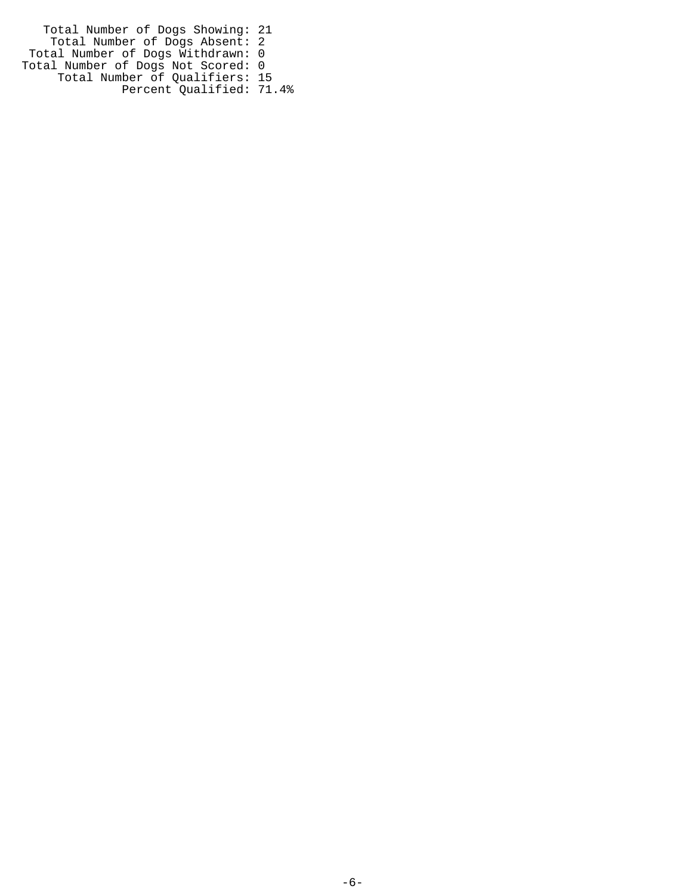Total Number of Dogs Showing: 21
Total Number of Dogs Absent: 2
Total Number of Dogs Withdrawn: 0
Total Number of Dogs Not Scored: 0
Total Number of Qualifiers: 15
Percent Qualified: 71.4%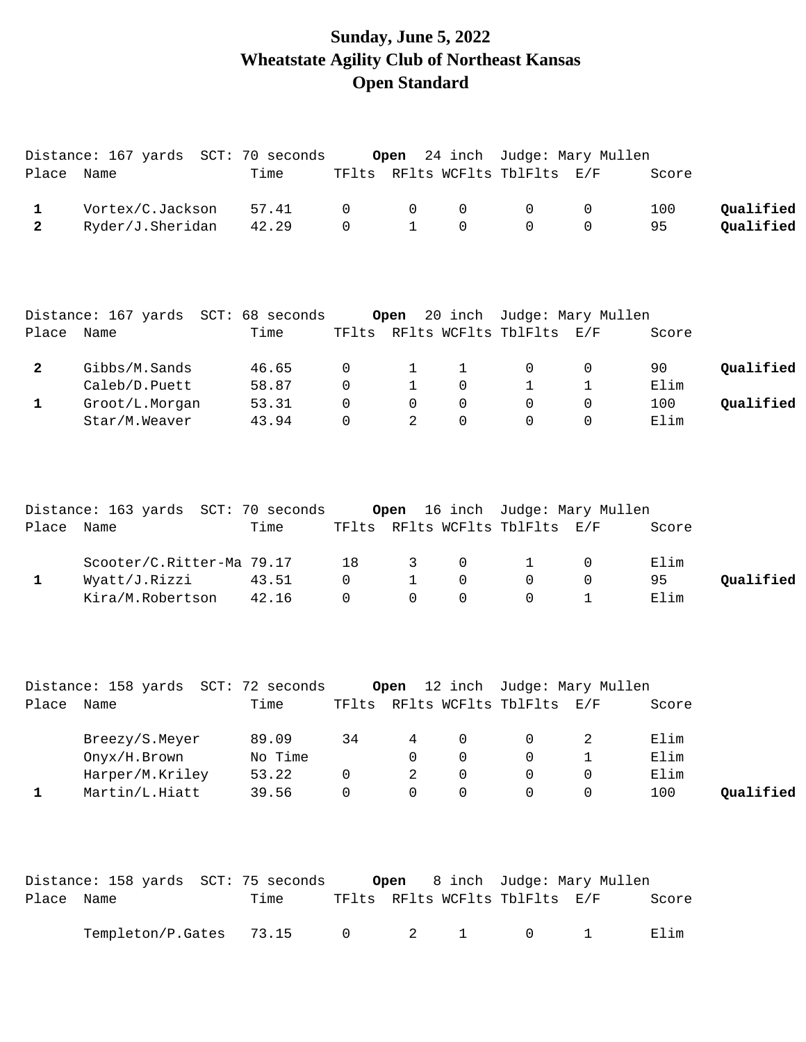# Sunday, June 5, 2022
# Wheatstate Agility Club of Northeast Kansas
# Open Standard

Distance: 167 yards SCT: 70 seconds **Open** 24 inch Judge: Mary Mullen

| Place | Name | Time | TFlts | RFlts | WCFlts | TblFlts | E/F | Score | |
|---|---|---|---|---|---|---|---|---|---|
| **1** | Vortex/C.Jackson | 57.41 | 0 | 0 | 0 | 0 | 0 | 100 | **Qualified** |
| **2** | Ryder/J.Sheridan | 42.29 | 0 | 1 | 0 | 0 | 0 | 95 | **Qualified** |

Distance: 167 yards SCT: 68 seconds **Open** 20 inch Judge: Mary Mullen

| Place | Name | Time | TFlts | RFlts | WCFlts | TblFlts | E/F | Score | |
|---|---|---|---|---|---|---|---|---|---|
| **2** | Gibbs/M.Sands | 46.65 | 0 | 1 | 1 | 0 | 0 | 90 | **Qualified** |
| | Caleb/D.Puett | 58.87 | 0 | 1 | 0 | 1 | 1 | Elim | |
| **1** | Groot/L.Morgan | 53.31 | 0 | 0 | 0 | 0 | 0 | 100 | **Qualified** |
| | Star/M.Weaver | 43.94 | 0 | 2 | 0 | 0 | 0 | Elim | |

Distance: 163 yards SCT: 70 seconds **Open** 16 inch Judge: Mary Mullen

| Place | Name | Time | TFlts | RFlts | WCFlts | TblFlts | E/F | Score | |
|---|---|---|---|---|---|---|---|---|---|
| | Scooter/C.Ritter-Ma | 79.17 | 18 | 3 | 0 | 1 | 0 | Elim | |
| **1** | Wyatt/J.Rizzi | 43.51 | 0 | 1 | 0 | 0 | 0 | 95 | **Qualified** |
| | Kira/M.Robertson | 42.16 | 0 | 0 | 0 | 0 | 1 | Elim | |

Distance: 158 yards SCT: 72 seconds **Open** 12 inch Judge: Mary Mullen

| Place | Name | Time | TFlts | RFlts | WCFlts | TblFlts | E/F | Score | |
|---|---|---|---|---|---|---|---|---|---|
| | Breezy/S.Meyer | 89.09 | 34 | 4 | 0 | 0 | 2 | Elim | |
| | Onyx/H.Brown | No Time | | 0 | 0 | 0 | 1 | Elim | |
| | Harper/M.Kriley | 53.22 | 0 | 2 | 0 | 0 | 0 | Elim | |
| **1** | Martin/L.Hiatt | 39.56 | 0 | 0 | 0 | 0 | 0 | 100 | **Qualified** |

Distance: 158 yards SCT: 75 seconds **Open** 8 inch Judge: Mary Mullen

| Place | Name | Time | TFlts | RFlts | WCFlts | TblFlts | E/F | Score |
|---|---|---|---|---|---|---|---|---|
| | Templeton/P.Gates | 73.15 | 0 | 2 | 1 | 0 | 1 | Elim |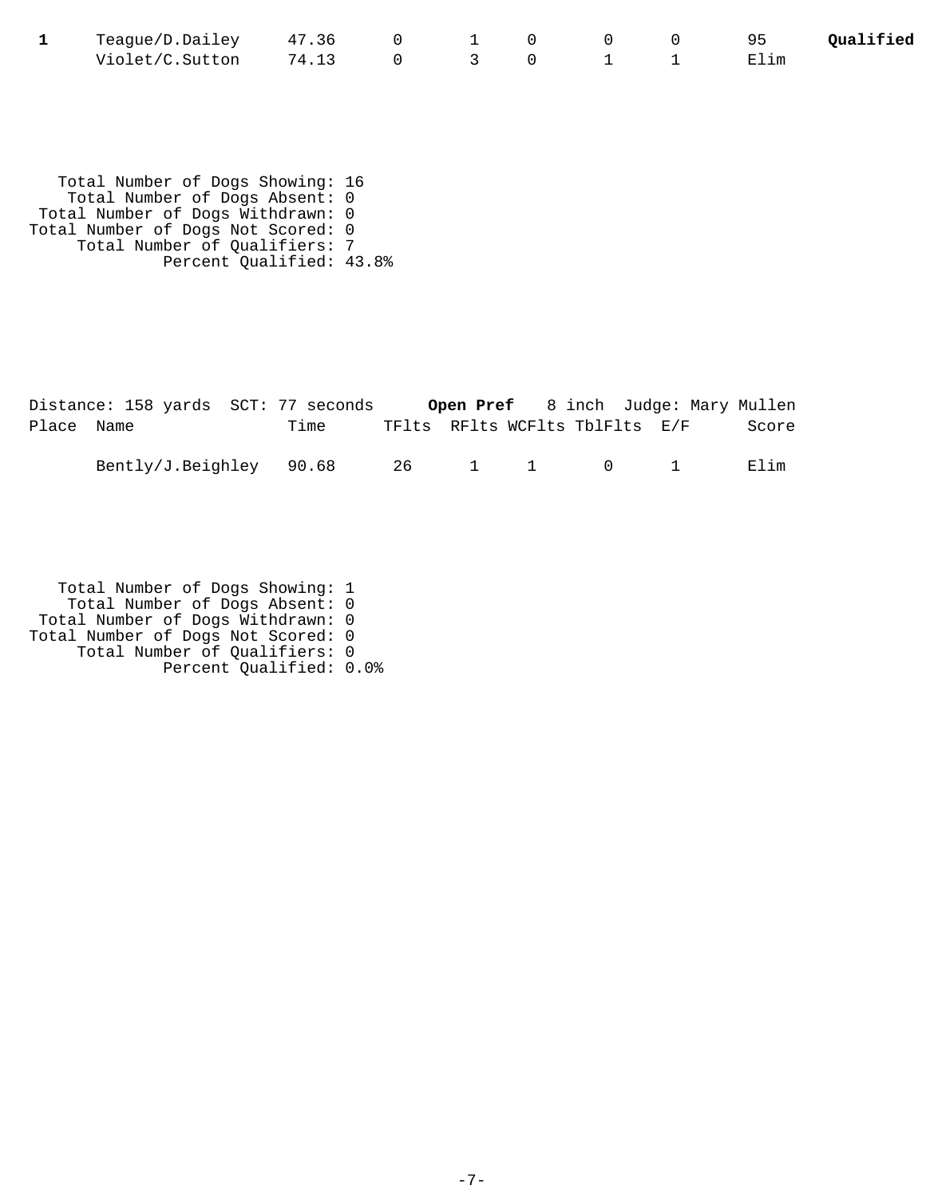| | | | | | | | | | |
|---|---|---|---|---|---|---|---|---|---|
| **1** | Teague/D.Dailey | 47.36 | 0 | 1 | 0 | 0 | 0 | 95 | **Qualified** |
| | Violet/C.Sutton | 74.13 | 0 | 3 | 0 | 1 | 1 | Elim | |

Total Number of Dogs Showing: 16
Total Number of Dogs Absent: 0
Total Number of Dogs Withdrawn: 0
Total Number of Dogs Not Scored: 0
Total Number of Qualifiers: 7
Percent Qualified: 43.8%

Distance: 158 yards SCT: 77 seconds **Open Pref** 8 inch Judge: Mary Mullen

| Place | Name | Time | TFlts | RFlts | WCFlts | TblFlts | E/F | Score |
|---|---|---|---|---|---|---|---|---|
| | Bently/J.Beighley | 90.68 | 26 | 1 | 1 | 0 | 1 | Elim |

Total Number of Dogs Showing: 1
Total Number of Dogs Absent: 0
Total Number of Dogs Withdrawn: 0
Total Number of Dogs Not Scored: 0
Total Number of Qualifiers: 0
Percent Qualified: 0.0%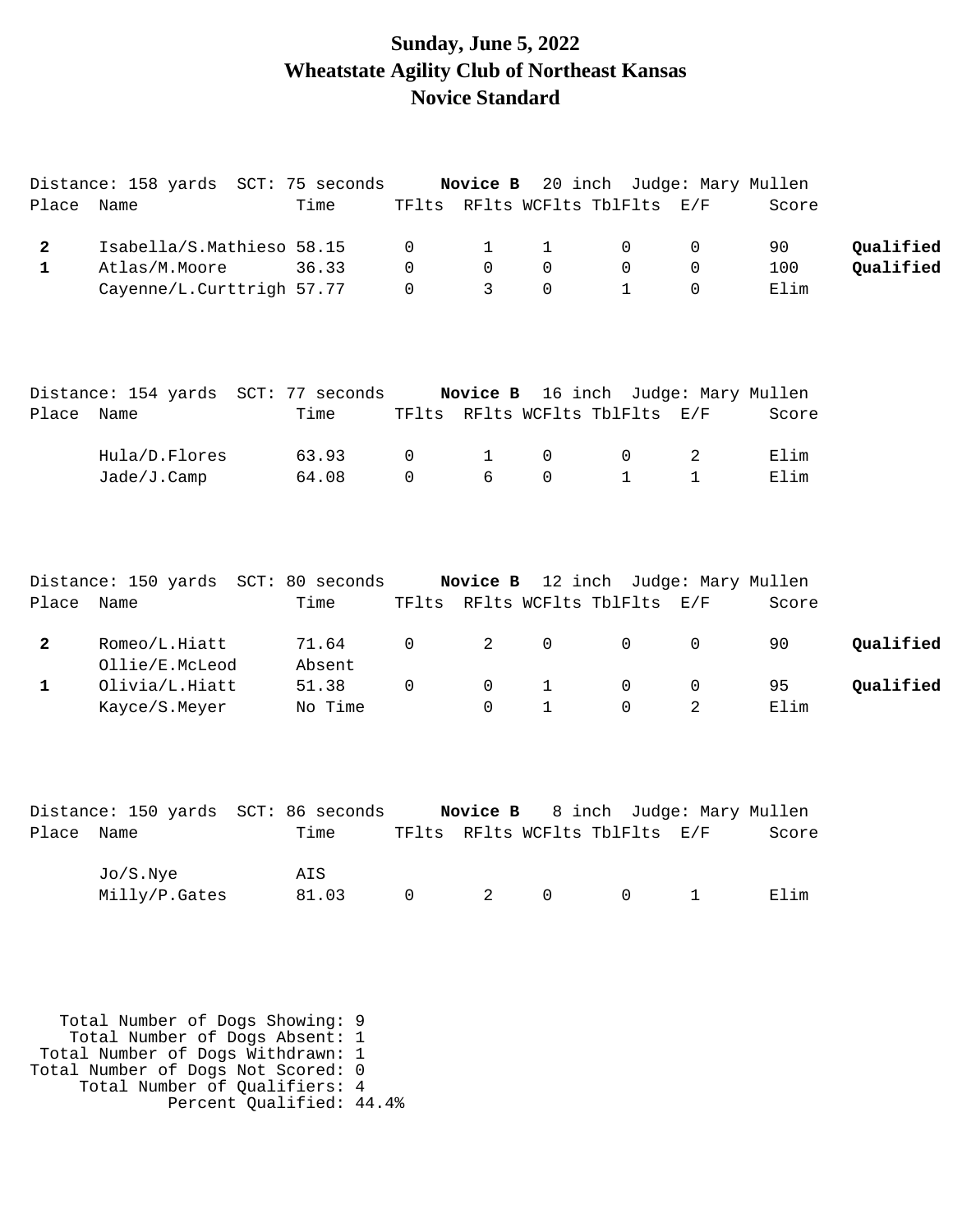# Sunday, June 5, 2022
# Wheatstate Agility Club of Northeast Kansas
# Novice Standard

Distance: 158 yards SCT: 75 seconds **Novice B** 20 inch Judge: Mary Mullen

| Place | Name | Time | TFlts | RFlts | WCFlts | TblFlts | E/F | Score | |
|---|---|---|---|---|---|---|---|---|---|
| **2** | Isabella/S.Mathieso | 58.15 | 0 | 1 | 1 | 0 | 0 | 90 | **Qualified** |
| **1** | Atlas/M.Moore | 36.33 | 0 | 0 | 0 | 0 | 0 | 100 | **Qualified** |
| | Cayenne/L.Curttrigh | 57.77 | 0 | 3 | 0 | 1 | 0 | Elim | |

Distance: 154 yards SCT: 77 seconds **Novice B** 16 inch Judge: Mary Mullen

| Place | Name | Time | TFlts | RFlts | WCFlts | TblFlts | E/F | Score | |
|---|---|---|---|---|---|---|---|---|---|
| | Hula/D.Flores | 63.93 | 0 | 1 | 0 | 0 | 2 | Elim | |
| | Jade/J.Camp | 64.08 | 0 | 6 | 0 | 1 | 1 | Elim | |

Distance: 150 yards SCT: 80 seconds **Novice B** 12 inch Judge: Mary Mullen

| Place | Name | Time | TFlts | RFlts | WCFlts | TblFlts | E/F | Score | |
|---|---|---|---|---|---|---|---|---|---|
| **2** | Romeo/L.Hiatt | 71.64 | 0 | 2 | 0 | 0 | 0 | 90 | **Qualified** |
| | Ollie/E.McLeod | Absent | | | | | | | |
| **1** | Olivia/L.Hiatt | 51.38 | 0 | 0 | 1 | 0 | 0 | 95 | **Qualified** |
| | Kayce/S.Meyer | No Time | | 0 | 1 | 0 | 2 | Elim | |

Distance: 150 yards SCT: 86 seconds **Novice B** 8 inch Judge: Mary Mullen

| Place | Name | Time | TFlts | RFlts | WCFlts | TblFlts | E/F | Score | |
|---|---|---|---|---|---|---|---|---|---|
| | Jo/S.Nye | AIS | | | | | | | |
| | Milly/P.Gates | 81.03 | 0 | 2 | 0 | 0 | 1 | Elim | |

Total Number of Dogs Showing: 9
Total Number of Dogs Absent: 1
Total Number of Dogs Withdrawn: 1
Total Number of Dogs Not Scored: 0
Total Number of Qualifiers: 4
Percent Qualified: 44.4%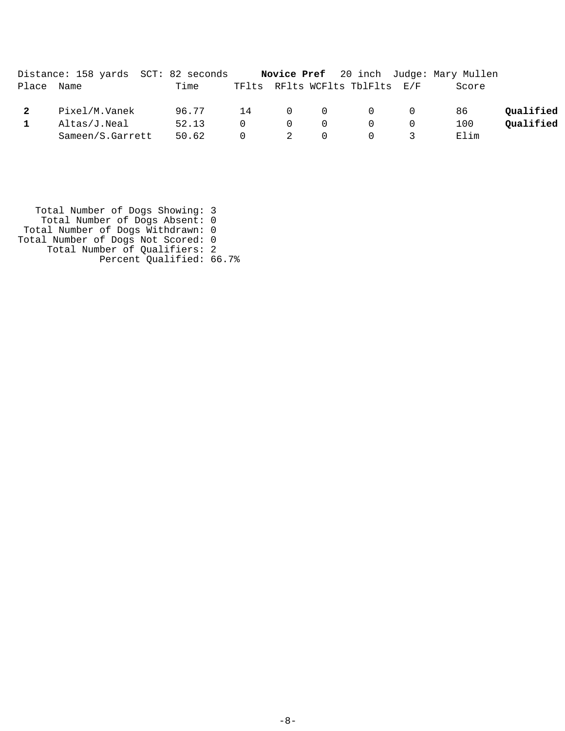Distance: 158 yards SCT: 82 seconds **Novice Pref** 20 inch Judge: Mary Mullen

| Place | Name | Time | TFlts | RFlts | WCFlts | TblFlts | E/F | Score | |
|---|---|---|---|---|---|---|---|---|---|
| **2** | Pixel/M.Vanek | 96.77 | 14 | 0 | 0 | 0 | 0 | 86 | **Qualified** |
| **1** | Altas/J.Neal | 52.13 | 0 | 0 | 0 | 0 | 0 | 100 | **Qualified** |
| | Sameen/S.Garrett | 50.62 | 0 | 2 | 0 | 0 | 3 | Elim | |

Total Number of Dogs Showing: 3
Total Number of Dogs Absent: 0
Total Number of Dogs Withdrawn: 0
Total Number of Dogs Not Scored: 0
Total Number of Qualifiers: 2
Percent Qualified: 66.7%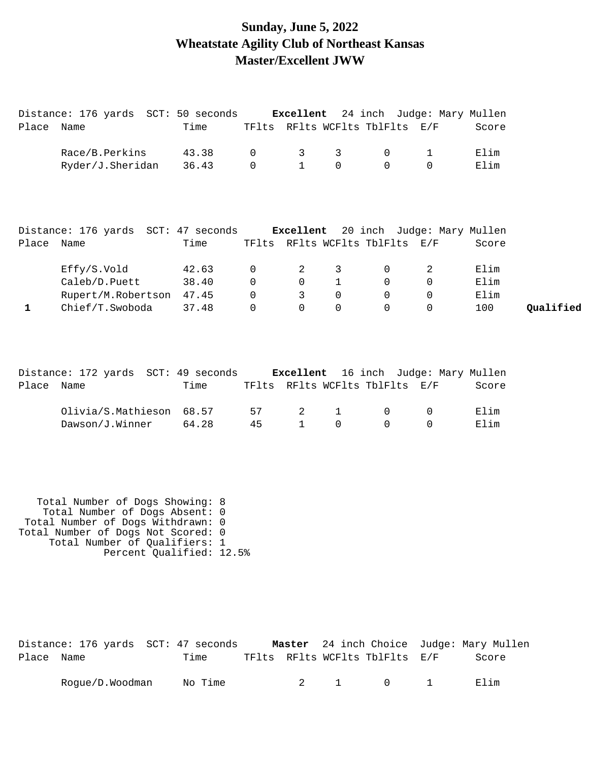# Sunday, June 5, 2022
# Wheatstate Agility Club of Northeast Kansas
# Master/Excellent JWW

Distance: 176 yards SCT: 50 seconds **Excellent** 24 inch Judge: Mary Mullen

| Place | Name | Time | TFlts | RFlts | WCFlts | TblFlts | E/F | Score | |
|---|---|---|---|---|---|---|---|---|---|
| | Race/B.Perkins | 43.38 | 0 | 3 | 3 | 0 | 1 | Elim | |
| | Ryder/J.Sheridan | 36.43 | 0 | 1 | 0 | 0 | 0 | Elim | |

Distance: 176 yards SCT: 47 seconds **Excellent** 20 inch Judge: Mary Mullen

| Place | Name | Time | TFlts | RFlts | WCFlts | TblFlts | E/F | Score | |
|---|---|---|---|---|---|---|---|---|---|
| | Effy/S.Vold | 42.63 | 0 | 2 | 3 | 0 | 2 | Elim | |
| | Caleb/D.Puett | 38.40 | 0 | 0 | 1 | 0 | 0 | Elim | |
| | Rupert/M.Robertson | 47.45 | 0 | 3 | 0 | 0 | 0 | Elim | |
| **1** | Chief/T.Swoboda | 37.48 | 0 | 0 | 0 | 0 | 0 | 100 | **Qualified** |

Distance: 172 yards SCT: 49 seconds **Excellent** 16 inch Judge: Mary Mullen

| Place | Name | Time | TFlts | RFlts | WCFlts | TblFlts | E/F | Score | |
|---|---|---|---|---|---|---|---|---|---|
| | Olivia/S.Mathieson | 68.57 | 57 | 2 | 1 | 0 | 0 | Elim | |
| | Dawson/J.Winner | 64.28 | 45 | 1 | 0 | 0 | 0 | Elim | |

Total Number of Dogs Showing: 8
Total Number of Dogs Absent: 0
Total Number of Dogs Withdrawn: 0
Total Number of Dogs Not Scored: 0
Total Number of Qualifiers: 1
Percent Qualified: 12.5%

Distance: 176 yards SCT: 47 seconds **Master** 24 inch Choice Judge: Mary Mullen

| Place | Name | Time | TFlts | RFlts | WCFlts | TblFlts | E/F | Score |
|---|---|---|---|---|---|---|---|---|
| | Rogue/D.Woodman | No Time | | 2 | 1 | 0 | 1 | Elim |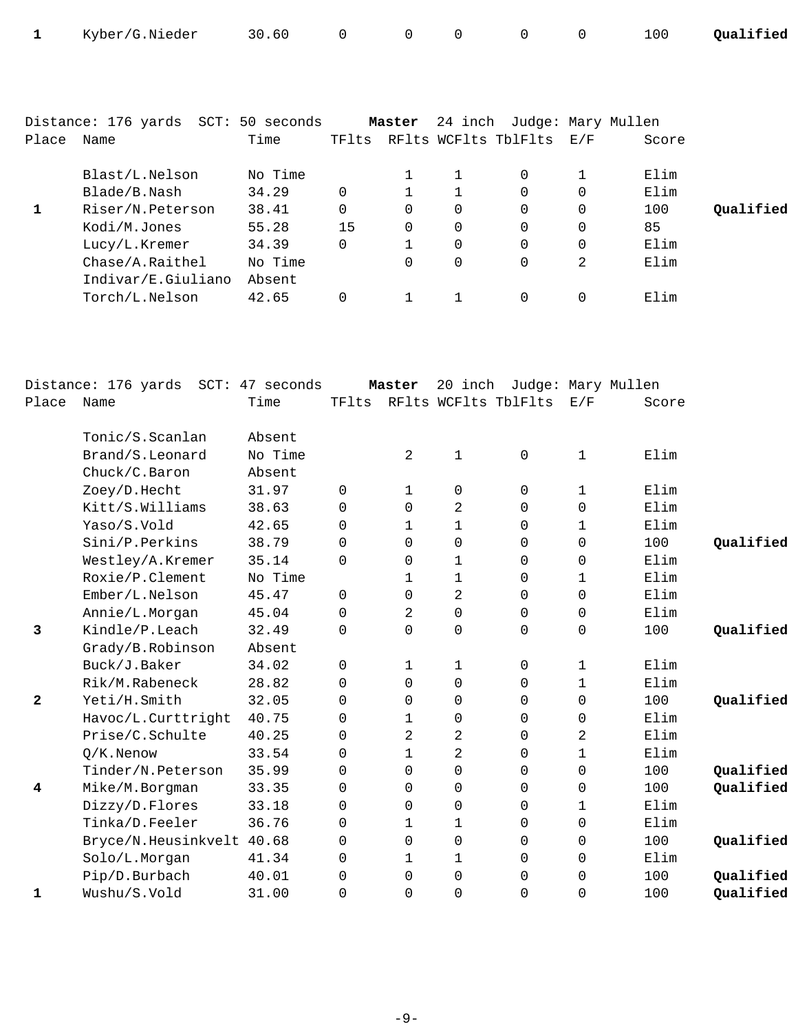| Place | Name | Time | TFlts | RFlts | WCFlts | TblFlts | E/F | Score | |
|---|---|---|---|---|---|---|---|---|---|
| **1** | Kyber/G.Nieder | 30.60 | 0 | 0 | 0 | 0 | 0 | 100 | **Qualified** |

Distance: 176 yards  SCT: 50 seconds  **Master**  24 inch  Judge: Mary Mullen

| Place | Name | Time | TFlts | RFlts | WCFlts | TblFlts | E/F | Score | |
|---|---|---|---|---|---|---|---|---|---|
| | Blast/L.Nelson | No Time | | 1 | 1 | 0 | 1 | Elim | |
| | Blade/B.Nash | 34.29 | 0 | 1 | 1 | 0 | 0 | Elim | |
| **1** | Riser/N.Peterson | 38.41 | 0 | 0 | 0 | 0 | 0 | 100 | **Qualified** |
| | Kodi/M.Jones | 55.28 | 15 | 0 | 0 | 0 | 0 | 85 | |
| | Lucy/L.Kremer | 34.39 | 0 | 1 | 0 | 0 | 0 | Elim | |
| | Chase/A.Raithel | No Time | | 0 | 0 | 0 | 2 | Elim | |
| | Indivar/E.Giuliano | Absent | | | | | | | |
| | Torch/L.Nelson | 42.65 | 0 | 1 | 1 | 0 | 0 | Elim | |

Distance: 176 yards  SCT: 47 seconds  **Master**  20 inch  Judge: Mary Mullen

| Place | Name | Time | TFlts | RFlts | WCFlts | TblFlts | E/F | Score | |
|---|---|---|---|---|---|---|---|---|---|
| | Tonic/S.Scanlan | Absent | | | | | | | |
| | Brand/S.Leonard | No Time | | 2 | 1 | 0 | 1 | Elim | |
| | Chuck/C.Baron | Absent | | | | | | | |
| | Zoey/D.Hecht | 31.97 | 0 | 1 | 0 | 0 | 1 | Elim | |
| | Kitt/S.Williams | 38.63 | 0 | 0 | 2 | 0 | 0 | Elim | |
| | Yaso/S.Vold | 42.65 | 0 | 1 | 1 | 0 | 1 | Elim | |
| | Sini/P.Perkins | 38.79 | 0 | 0 | 0 | 0 | 0 | 100 | **Qualified** |
| | Westley/A.Kremer | 35.14 | 0 | 0 | 1 | 0 | 0 | Elim | |
| | Roxie/P.Clement | No Time | | 1 | 1 | 0 | 1 | Elim | |
| | Ember/L.Nelson | 45.47 | 0 | 0 | 2 | 0 | 0 | Elim | |
| | Annie/L.Morgan | 45.04 | 0 | 2 | 0 | 0 | 0 | Elim | |
| **3** | Kindle/P.Leach | 32.49 | 0 | 0 | 0 | 0 | 0 | 100 | **Qualified** |
| | Grady/B.Robinson | Absent | | | | | | | |
| | Buck/J.Baker | 34.02 | 0 | 1 | 1 | 0 | 1 | Elim | |
| | Rik/M.Rabeneck | 28.82 | 0 | 0 | 0 | 0 | 1 | Elim | |
| **2** | Yeti/H.Smith | 32.05 | 0 | 0 | 0 | 0 | 0 | 100 | **Qualified** |
| | Havoc/L.Curttright | 40.75 | 0 | 1 | 0 | 0 | 0 | Elim | |
| | Prise/C.Schulte | 40.25 | 0 | 2 | 2 | 0 | 2 | Elim | |
| | Q/K.Nenow | 33.54 | 0 | 1 | 2 | 0 | 1 | Elim | |
| | Tinder/N.Peterson | 35.99 | 0 | 0 | 0 | 0 | 0 | 100 | **Qualified** |
| **4** | Mike/M.Borgman | 33.35 | 0 | 0 | 0 | 0 | 0 | 100 | **Qualified** |
| | Dizzy/D.Flores | 33.18 | 0 | 0 | 0 | 0 | 1 | Elim | |
| | Tinka/D.Feeler | 36.76 | 0 | 1 | 1 | 0 | 0 | Elim | |
| | Bryce/N.Heusinkvelt | 40.68 | 0 | 0 | 0 | 0 | 0 | 100 | **Qualified** |
| | Solo/L.Morgan | 41.34 | 0 | 1 | 1 | 0 | 0 | Elim | |
| | Pip/D.Burbach | 40.01 | 0 | 0 | 0 | 0 | 0 | 100 | **Qualified** |
| **1** | Wushu/S.Vold | 31.00 | 0 | 0 | 0 | 0 | 0 | 100 | **Qualified** |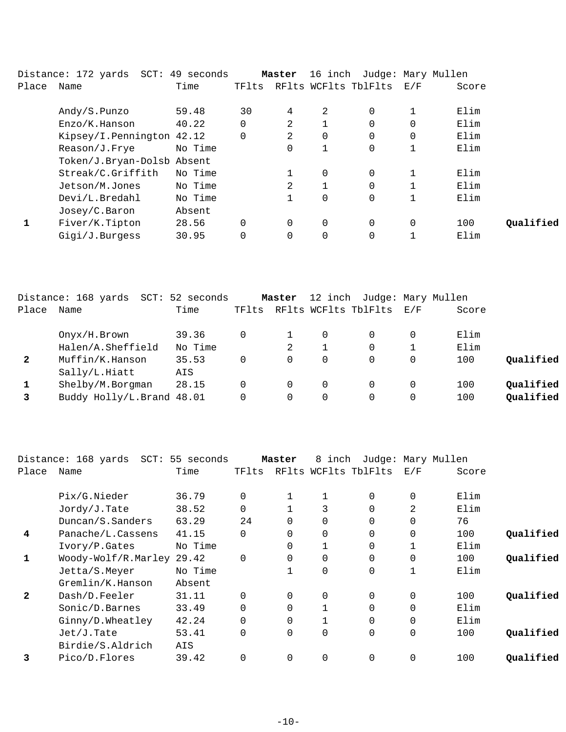Distance: 172 yards SCT: 49 seconds **Master** 16 inch Judge: Mary Mullen

| Place | Name | Time | TFlts | RFlts | WCFlts | TblFlts | E/F | Score | |
|---|---|---|---|---|---|---|---|---|---|
| | Andy/S.Punzo | 59.48 | 30 | 4 | 2 | 0 | 1 | Elim | |
| | Enzo/K.Hanson | 40.22 | 0 | 2 | 1 | 0 | 0 | Elim | |
| | Kipsey/I.Pennington | 42.12 | 0 | 2 | 0 | 0 | 0 | Elim | |
| | Reason/J.Frye | No Time | | 0 | 1 | 0 | 1 | Elim | |
| | Token/J.Bryan-Dolsb | Absent | | | | | | | |
| | Streak/C.Griffith | No Time | | 1 | 0 | 0 | 1 | Elim | |
| | Jetson/M.Jones | No Time | | 2 | 1 | 0 | 1 | Elim | |
| | Devi/L.Bredahl | No Time | | 1 | 0 | 0 | 1 | Elim | |
| | Josey/C.Baron | Absent | | | | | | | |
| 1 | Fiver/K.Tipton | 28.56 | 0 | 0 | 0 | 0 | 0 | 100 | **Qualified** |
| | Gigi/J.Burgess | 30.95 | 0 | 0 | 0 | 0 | 1 | Elim | |

Distance: 168 yards SCT: 52 seconds **Master** 12 inch Judge: Mary Mullen

| Place | Name | Time | TFlts | RFlts | WCFlts | TblFlts | E/F | Score | |
|---|---|---|---|---|---|---|---|---|---|
| | Onyx/H.Brown | 39.36 | 0 | 1 | 0 | 0 | 0 | Elim | |
| | Halen/A.Sheffield | No Time | | 2 | 1 | 0 | 1 | Elim | |
| 2 | Muffin/K.Hanson | 35.53 | 0 | 0 | 0 | 0 | 0 | 100 | **Qualified** |
| | Sally/L.Hiatt | AIS | | | | | | | |
| 1 | Shelby/M.Borgman | 28.15 | 0 | 0 | 0 | 0 | 0 | 100 | **Qualified** |
| 3 | Buddy Holly/L.Brand | 48.01 | 0 | 0 | 0 | 0 | 0 | 100 | **Qualified** |

Distance: 168 yards SCT: 55 seconds **Master** 8 inch Judge: Mary Mullen

| Place | Name | Time | TFlts | RFlts | WCFlts | TblFlts | E/F | Score | |
|---|---|---|---|---|---|---|---|---|---|
| | Pix/G.Nieder | 36.79 | 0 | 1 | 1 | 0 | 0 | Elim | |
| | Jordy/J.Tate | 38.52 | 0 | 1 | 3 | 0 | 2 | Elim | |
| | Duncan/S.Sanders | 63.29 | 24 | 0 | 0 | 0 | 0 | 76 | |
| 4 | Panache/L.Cassens | 41.15 | 0 | 0 | 0 | 0 | 0 | 100 | **Qualified** |
| | Ivory/P.Gates | No Time | | 0 | 1 | 0 | 1 | Elim | |
| 1 | Woody-Wolf/R.Marley | 29.42 | 0 | 0 | 0 | 0 | 0 | 100 | **Qualified** |
| | Jetta/S.Meyer | No Time | | 1 | 0 | 0 | 1 | Elim | |
| | Gremlin/K.Hanson | Absent | | | | | | | |
| 2 | Dash/D.Feeler | 31.11 | 0 | 0 | 0 | 0 | 0 | 100 | **Qualified** |
| | Sonic/D.Barnes | 33.49 | 0 | 0 | 1 | 0 | 0 | Elim | |
| | Ginny/D.Wheatley | 42.24 | 0 | 0 | 1 | 0 | 0 | Elim | |
| | Jet/J.Tate | 53.41 | 0 | 0 | 0 | 0 | 0 | 100 | **Qualified** |
| | Birdie/S.Aldrich | AIS | | | | | | | |
| 3 | Pico/D.Flores | 39.42 | 0 | 0 | 0 | 0 | 0 | 100 | **Qualified** |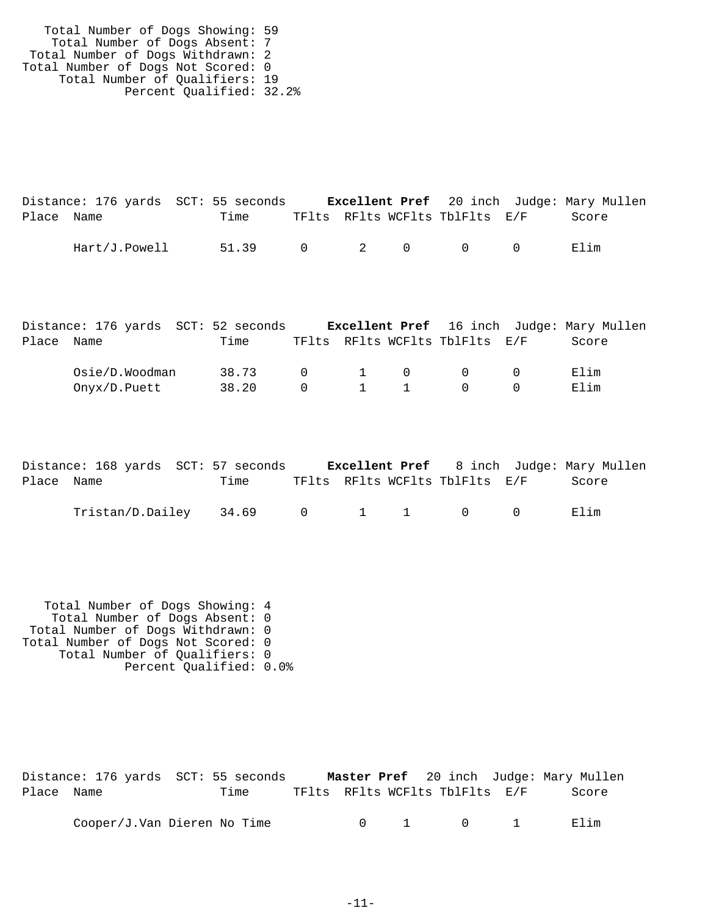Total Number of Dogs Showing: 59
Total Number of Dogs Absent: 7
Total Number of Dogs Withdrawn: 2
Total Number of Dogs Not Scored: 0
Total Number of Qualifiers: 19
Percent Qualified: 32.2%

Distance: 176 yards SCT: 55 seconds **Excellent Pref** 20 inch Judge: Mary Mullen

| Place | Name | Time | TFlts | RFlts | WCFlts | TblFlts | E/F | Score |
|---|---|---|---|---|---|---|---|---|
| | Hart/J.Powell | 51.39 | 0 | 2 | 0 | 0 | 0 | Elim |

Distance: 176 yards SCT: 52 seconds **Excellent Pref** 16 inch Judge: Mary Mullen

| Place | Name | Time | TFlts | RFlts | WCFlts | TblFlts | E/F | Score |
|---|---|---|---|---|---|---|---|---|
| | Osie/D.Woodman | 38.73 | 0 | 1 | 0 | 0 | 0 | Elim |
| | Onyx/D.Puett | 38.20 | 0 | 1 | 1 | 0 | 0 | Elim |

Distance: 168 yards SCT: 57 seconds **Excellent Pref** 8 inch Judge: Mary Mullen

| Place | Name | Time | TFlts | RFlts | WCFlts | TblFlts | E/F | Score |
|---|---|---|---|---|---|---|---|---|
| | Tristan/D.Dailey | 34.69 | 0 | 1 | 1 | 0 | 0 | Elim |

Total Number of Dogs Showing: 4
Total Number of Dogs Absent: 0
Total Number of Dogs Withdrawn: 0
Total Number of Dogs Not Scored: 0
Total Number of Qualifiers: 0
Percent Qualified: 0.0%

Distance: 176 yards SCT: 55 seconds **Master Pref** 20 inch Judge: Mary Mullen

| Place | Name | Time | TFlts | RFlts | WCFlts | TblFlts | E/F | Score |
|---|---|---|---|---|---|---|---|---|
| | Cooper/J.Van Dieren | No Time | | 0 | 1 | 0 | 1 | Elim |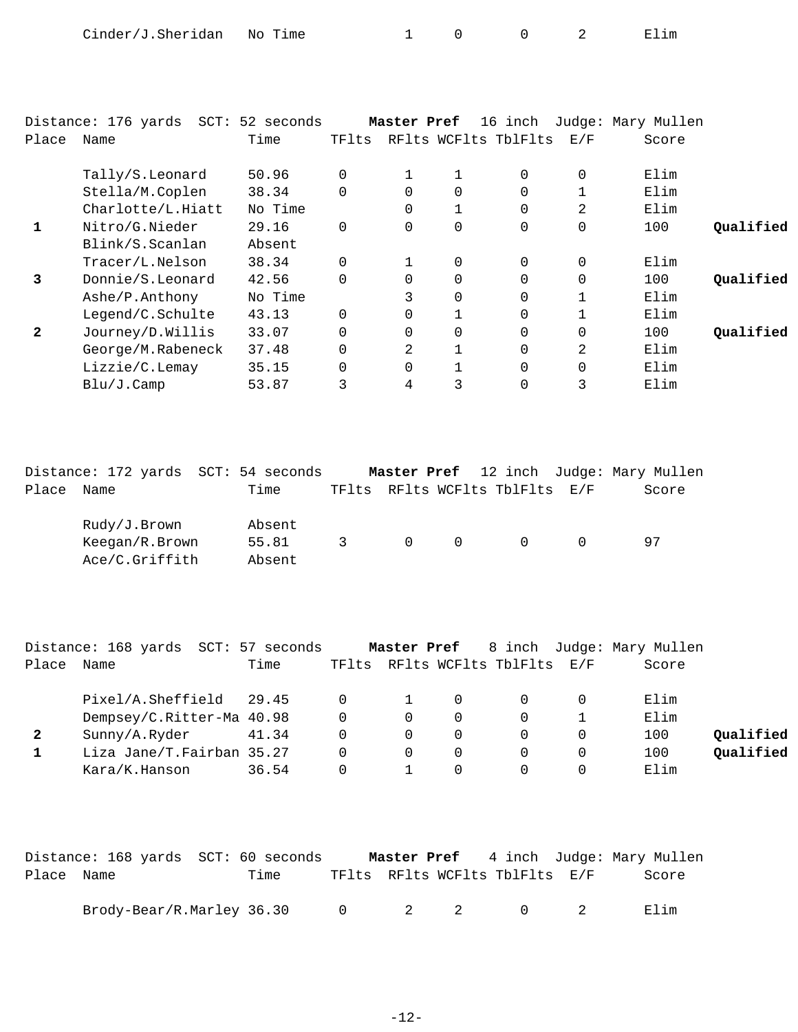| | Name | Time | TFlts | RFlts | WCFlts | TblFlts | E/F | Score | |
|---|---|---|---|---|---|---|---|---|---|
| | Cinder/J.Sheridan | No Time | | 1 | 0 | 0 | 2 | Elim | |

Distance: 176 yards SCT: 52 seconds **Master Pref** 16 inch Judge: Mary Mullen

| Place | Name | Time | TFlts | RFlts | WCFlts | TblFlts | E/F | Score | |
|---|---|---|---|---|---|---|---|---|---|
| | Tally/S.Leonard | 50.96 | 0 | 1 | 1 | 0 | 0 | Elim | |
| | Stella/M.Coplen | 38.34 | 0 | 0 | 0 | 0 | 1 | Elim | |
| | Charlotte/L.Hiatt | No Time | | 0 | 1 | 0 | 2 | Elim | |
| **1** | Nitro/G.Nieder | 29.16 | 0 | 0 | 0 | 0 | 0 | 100 | **Qualified** |
| | Blink/S.Scanlan | Absent | | | | | | | |
| | Tracer/L.Nelson | 38.34 | 0 | 1 | 0 | 0 | 0 | Elim | |
| **3** | Donnie/S.Leonard | 42.56 | 0 | 0 | 0 | 0 | 0 | 100 | **Qualified** |
| | Ashe/P.Anthony | No Time | | 3 | 0 | 0 | 1 | Elim | |
| | Legend/C.Schulte | 43.13 | 0 | 0 | 1 | 0 | 1 | Elim | |
| **2** | Journey/D.Willis | 33.07 | 0 | 0 | 0 | 0 | 0 | 100 | **Qualified** |
| | George/M.Rabeneck | 37.48 | 0 | 2 | 1 | 0 | 2 | Elim | |
| | Lizzie/C.Lemay | 35.15 | 0 | 0 | 1 | 0 | 0 | Elim | |
| | Blu/J.Camp | 53.87 | 3 | 4 | 3 | 0 | 3 | Elim | |

Distance: 172 yards SCT: 54 seconds **Master Pref** 12 inch Judge: Mary Mullen

| Place | Name | Time | TFlts | RFlts | WCFlts | TblFlts | E/F | Score |
|---|---|---|---|---|---|---|---|---|
| | Rudy/J.Brown | Absent | | | | | | |
| | Keegan/R.Brown | 55.81 | 3 | 0 | 0 | 0 | 0 | 97 |
| | Ace/C.Griffith | Absent | | | | | | |

Distance: 168 yards SCT: 57 seconds **Master Pref** 8 inch Judge: Mary Mullen

| Place | Name | Time | TFlts | RFlts | WCFlts | TblFlts | E/F | Score | |
|---|---|---|---|---|---|---|---|---|---|
| | Pixel/A.Sheffield | 29.45 | 0 | 1 | 0 | 0 | 0 | Elim | |
| | Dempsey/C.Ritter-Ma | 40.98 | 0 | 0 | 0 | 0 | 1 | Elim | |
| **2** | Sunny/A.Ryder | 41.34 | 0 | 0 | 0 | 0 | 0 | 100 | **Qualified** |
| **1** | Liza Jane/T.Fairban | 35.27 | 0 | 0 | 0 | 0 | 0 | 100 | **Qualified** |
| | Kara/K.Hanson | 36.54 | 0 | 1 | 0 | 0 | 0 | Elim | |

Distance: 168 yards SCT: 60 seconds **Master Pref** 4 inch Judge: Mary Mullen

| Place | Name | Time | TFlts | RFlts | WCFlts | TblFlts | E/F | Score |
|---|---|---|---|---|---|---|---|---|
| | Brody-Bear/R.Marley | 36.30 | 0 | 2 | 2 | 0 | 2 | Elim |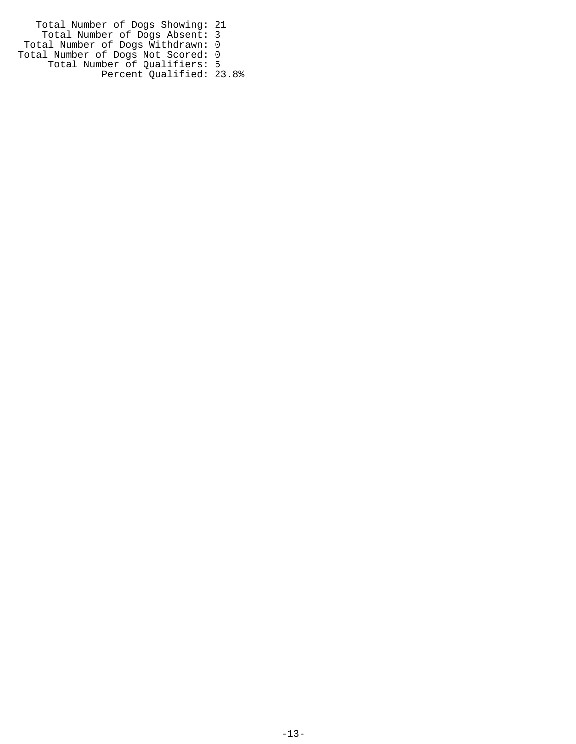Total Number of Dogs Showing: 21
Total Number of Dogs Absent: 3
Total Number of Dogs Withdrawn: 0
Total Number of Dogs Not Scored: 0
Total Number of Qualifiers: 5
Percent Qualified: 23.8%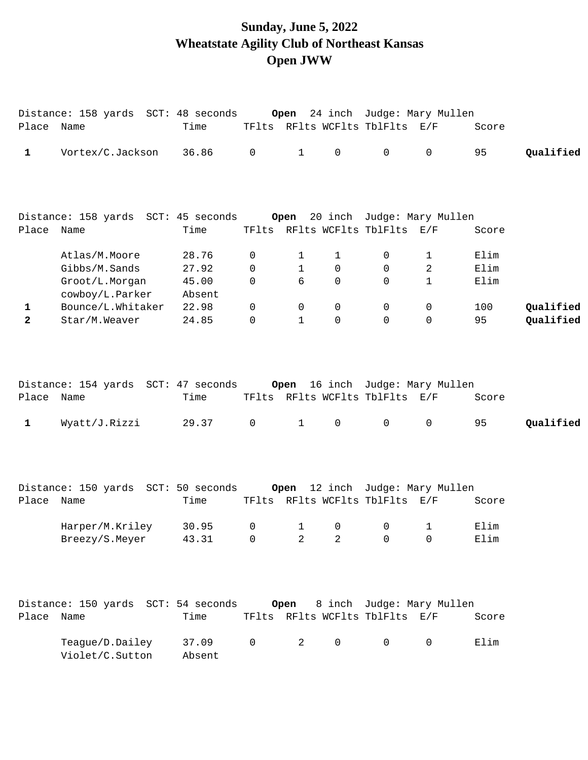# Sunday, June 5, 2022
# Wheatstate Agility Club of Northeast Kansas
# Open JWW

Distance: 158 yards SCT: 48 seconds **Open** 24 inch Judge: Mary Mullen

| Place | Name | Time | TFlts | RFlts | WCFlts | TblFlts | E/F | Score | |
|---|---|---|---|---|---|---|---|---|---|
| 1 | Vortex/C.Jackson | 36.86 | 0 | 1 | 0 | 0 | 0 | 95 | **Qualified** |

Distance: 158 yards SCT: 45 seconds **Open** 20 inch Judge: Mary Mullen

| Place | Name | Time | TFlts | RFlts | WCFlts | TblFlts | E/F | Score | |
|---|---|---|---|---|---|---|---|---|---|
| | Atlas/M.Moore | 28.76 | 0 | 1 | 1 | 0 | 1 | Elim | |
| | Gibbs/M.Sands | 27.92 | 0 | 1 | 0 | 0 | 2 | Elim | |
| | Groot/L.Morgan | 45.00 | 0 | 6 | 0 | 0 | 1 | Elim | |
| | cowboy/L.Parker | Absent | | | | | | | |
| 1 | Bounce/L.Whitaker | 22.98 | 0 | 0 | 0 | 0 | 0 | 100 | **Qualified** |
| 2 | Star/M.Weaver | 24.85 | 0 | 1 | 0 | 0 | 0 | 95 | **Qualified** |

Distance: 154 yards SCT: 47 seconds **Open** 16 inch Judge: Mary Mullen

| Place | Name | Time | TFlts | RFlts | WCFlts | TblFlts | E/F | Score | |
|---|---|---|---|---|---|---|---|---|---|
| 1 | Wyatt/J.Rizzi | 29.37 | 0 | 1 | 0 | 0 | 0 | 95 | **Qualified** |

Distance: 150 yards SCT: 50 seconds **Open** 12 inch Judge: Mary Mullen

| Place | Name | Time | TFlts | RFlts | WCFlts | TblFlts | E/F | Score |
|---|---|---|---|---|---|---|---|---|
| | Harper/M.Kriley | 30.95 | 0 | 1 | 0 | 0 | 1 | Elim |
| | Breezy/S.Meyer | 43.31 | 0 | 2 | 2 | 0 | 0 | Elim |

Distance: 150 yards SCT: 54 seconds **Open** 8 inch Judge: Mary Mullen

| Place | Name | Time | TFlts | RFlts | WCFlts | TblFlts | E/F | Score |
|---|---|---|---|---|---|---|---|---|
| | Teague/D.Dailey | 37.09 | 0 | 2 | 0 | 0 | 0 | Elim |
| | Violet/C.Sutton | Absent | | | | | | |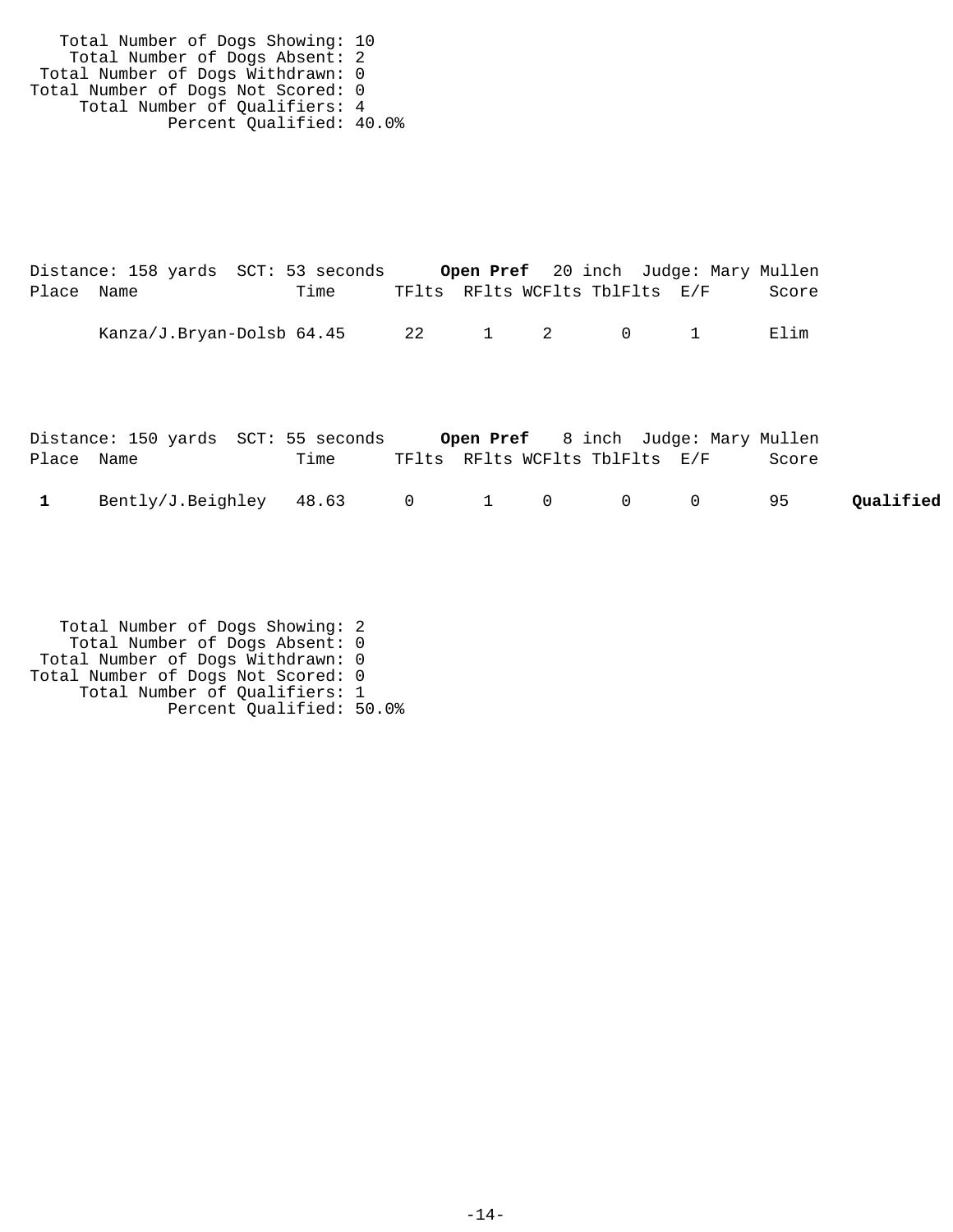Total Number of Dogs Showing: 10
Total Number of Dogs Absent: 2
Total Number of Dogs Withdrawn: 0
Total Number of Dogs Not Scored: 0
Total Number of Qualifiers: 4
Percent Qualified: 40.0%

Distance: 158 yards SCT: 53 seconds **Open Pref** 20 inch Judge: Mary Mullen

| Place | Name | Time | TFlts | RFlts | WCFlts | TblFlts | E/F | Score | |
|---|---|---|---|---|---|---|---|---|---|
| | Kanza/J.Bryan-Dolsb | 64.45 | 22 | 1 | 2 | 0 | 1 | Elim | |

Distance: 150 yards SCT: 55 seconds **Open Pref** 8 inch Judge: Mary Mullen

| Place | Name | Time | TFlts | RFlts | WCFlts | TblFlts | E/F | Score | |
|---|---|---|---|---|---|---|---|---|---|
| **1** | Bently/J.Beighley | 48.63 | 0 | 1 | 0 | 0 | 0 | 95 | **Qualified** |

Total Number of Dogs Showing: 2
Total Number of Dogs Absent: 0
Total Number of Dogs Withdrawn: 0
Total Number of Dogs Not Scored: 0
Total Number of Qualifiers: 1
Percent Qualified: 50.0%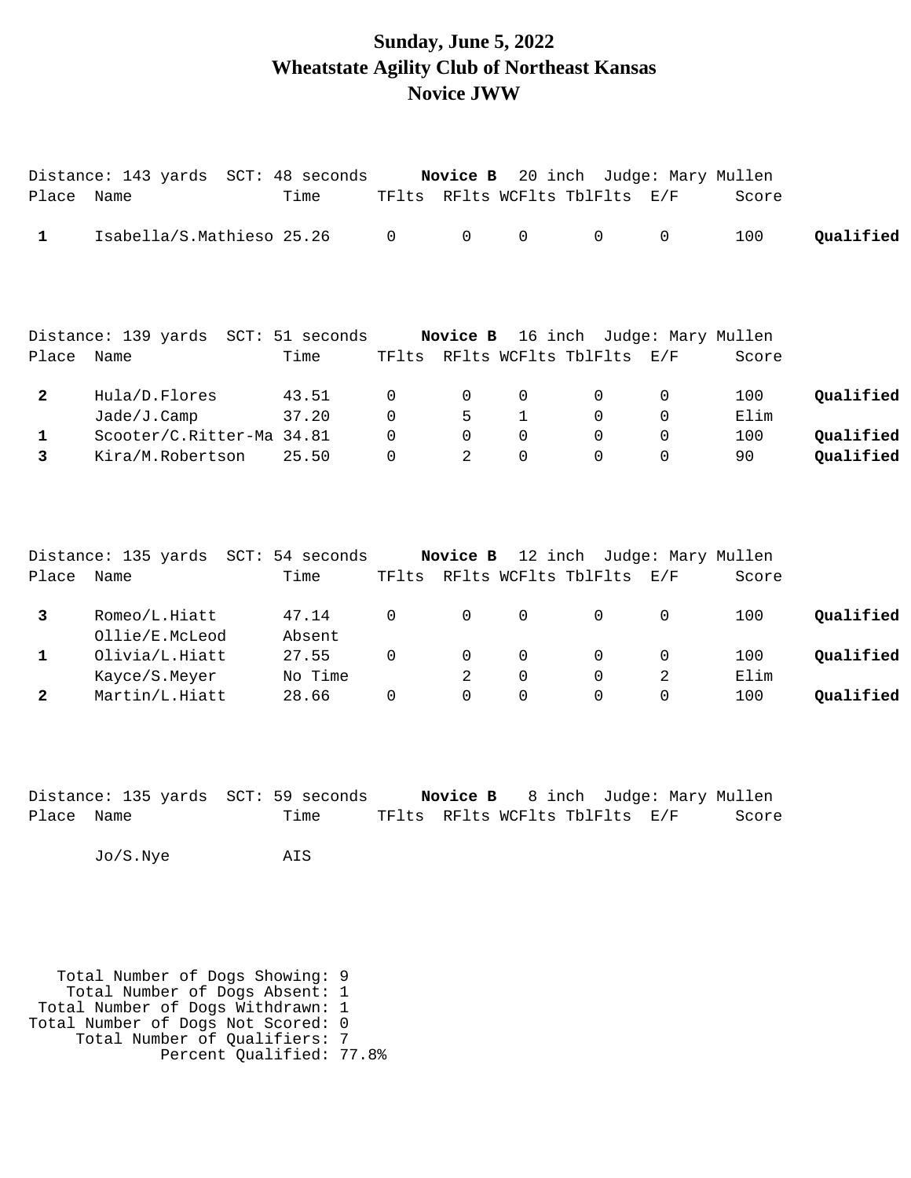# Sunday, June 5, 2022
# Wheatstate Agility Club of Northeast Kansas
# Novice JWW

Distance: 143 yards SCT: 48 seconds **Novice B** 20 inch Judge: Mary Mullen

| Place | Name | Time | TFlts | RFlts | WCFlts | TblFlts | E/F | Score | |
|---|---|---|---|---|---|---|---|---|---|
| 1 | Isabella/S.Mathieso | 25.26 | 0 | 0 | 0 | 0 | 0 | 100 | **Qualified** |

Distance: 139 yards SCT: 51 seconds **Novice B** 16 inch Judge: Mary Mullen

| Place | Name | Time | TFlts | RFlts | WCFlts | TblFlts | E/F | Score | |
|---|---|---|---|---|---|---|---|---|---|
| 2 | Hula/D.Flores | 43.51 | 0 | 0 | 0 | 0 | 0 | 100 | **Qualified** |
| | Jade/J.Camp | 37.20 | 0 | 5 | 1 | 0 | 0 | Elim | |
| 1 | Scooter/C.Ritter-Ma | 34.81 | 0 | 0 | 0 | 0 | 0 | 100 | **Qualified** |
| 3 | Kira/M.Robertson | 25.50 | 0 | 2 | 0 | 0 | 0 | 90 | **Qualified** |

Distance: 135 yards SCT: 54 seconds **Novice B** 12 inch Judge: Mary Mullen

| Place | Name | Time | TFlts | RFlts | WCFlts | TblFlts | E/F | Score | |
|---|---|---|---|---|---|---|---|---|---|
| 3 | Romeo/L.Hiatt | 47.14 | 0 | 0 | 0 | 0 | 0 | 100 | **Qualified** |
| | Ollie/E.McLeod | Absent | | | | | | | |
| 1 | Olivia/L.Hiatt | 27.55 | 0 | 0 | 0 | 0 | 0 | 100 | **Qualified** |
| | Kayce/S.Meyer | No Time | | 2 | 0 | 0 | 2 | Elim | |
| 2 | Martin/L.Hiatt | 28.66 | 0 | 0 | 0 | 0 | 0 | 100 | **Qualified** |

Distance: 135 yards SCT: 59 seconds **Novice B** 8 inch Judge: Mary Mullen

| Place | Name | Time | TFlts | RFlts | WCFlts | TblFlts | E/F | Score |
|---|---|---|---|---|---|---|---|---|
| | Jo/S.Nye | AIS | | | | | | |

Total Number of Dogs Showing: 9
Total Number of Dogs Absent: 1
Total Number of Dogs Withdrawn: 1
Total Number of Dogs Not Scored: 0
Total Number of Qualifiers: 7
Percent Qualified: 77.8%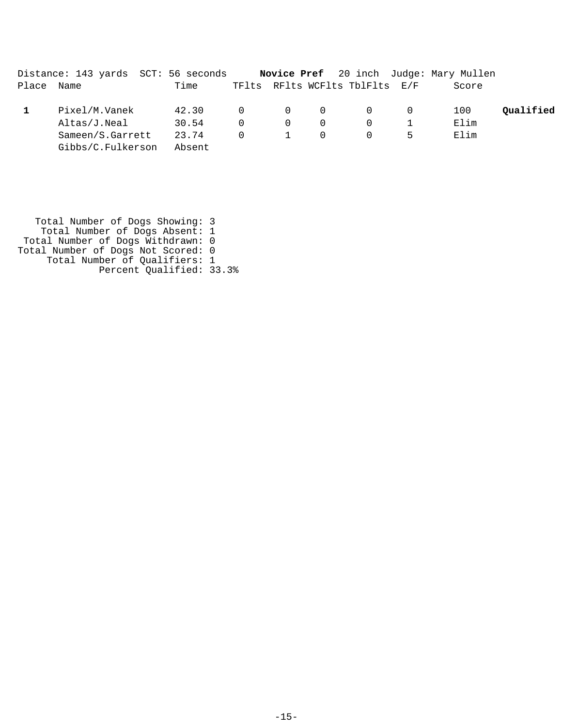Distance: 143 yards SCT: 56 seconds **Novice Pref** 20 inch Judge: Mary Mullen

| Place | Name | Time | TFlts | RFlts | WCFlts | TblFlts | E/F | Score | |
|---|---|---|---|---|---|---|---|---|---|
| **1** | Pixel/M.Vanek | 42.30 | 0 | 0 | 0 | 0 | 0 | 100 | **Qualified** |
| | Altas/J.Neal | 30.54 | 0 | 0 | 0 | 0 | 1 | Elim | |
| | Sameen/S.Garrett | 23.74 | 0 | 1 | 0 | 0 | 5 | Elim | |
| | Gibbs/C.Fulkerson | Absent | | | | | | | |

Total Number of Dogs Showing: 3
Total Number of Dogs Absent: 1
Total Number of Dogs Withdrawn: 0
Total Number of Dogs Not Scored: 0
Total Number of Qualifiers: 1
Percent Qualified: 33.3%